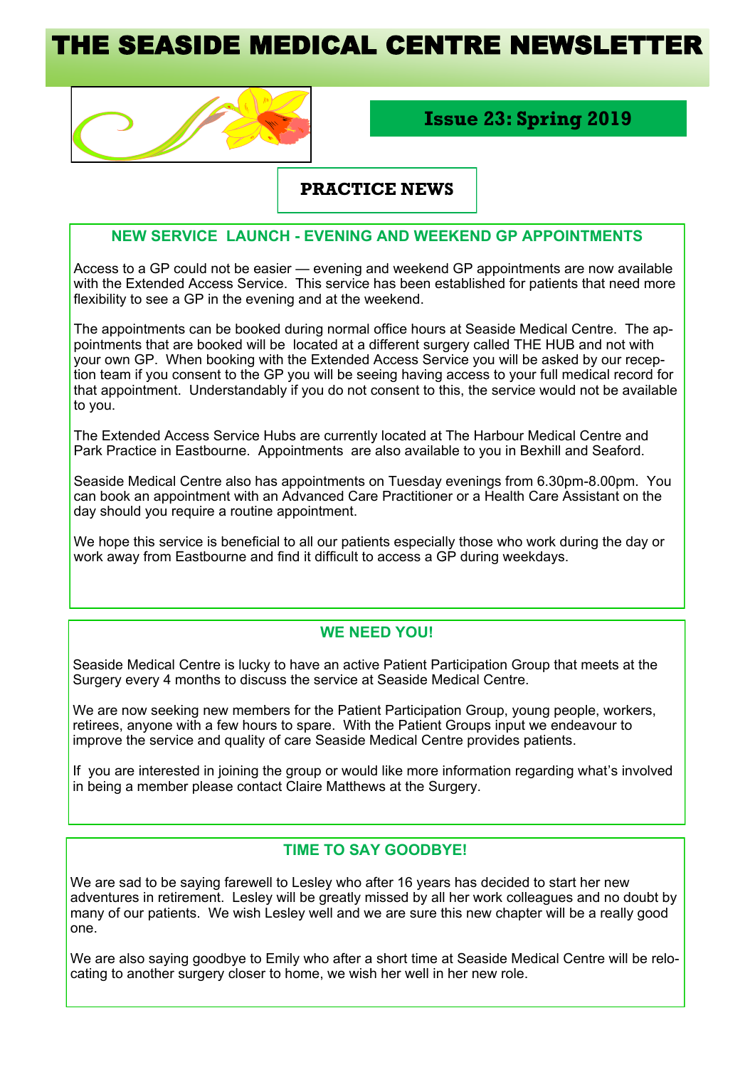# THE SEASIDE MEDICAL CENTRE NEWSLETTER

**Issue 23: Spring 2019**

## PRACTICE NEWS

### NEW SERVICE LAUNCH - EVENING AND WEEKEND GP APPOINTMENTS

Access to a GP could not be easier — evening and weekend GP appointments are now available with the Extended Access Service. This service has been established for patients that need more flexibility to see a GP in the evening and at the weekend.

The appointments can be booked during normal office hours at Seaside Medical Centre. The appointments that are booked will be located at a different surgery called THE HUB and not with your own GP. When booking with the Extended Access Service you will be asked by our reception team if you consent to the GP you will be seeing having access to your full medical record for that appointment. Understandably if you do not consent to this, the service would not be available to you.

The Extended Access Service Hubs are currently located at The Harbour Medical Centre and Park Practice in Eastbourne. Appointments are also available to you in Bexhill and Seaford.

Seaside Medical Centre also has appointments on Tuesday evenings from 6.30pm-8.00pm. You can book an appointment with an Advanced Care Practitioner or a Health Care Assistant on the day should you require a routine appointment.

We hope this service is beneficial to all our patients especially those who work during the day or work away from Eastbourne and find it difficult to access a GP during weekdays.

### WE NEED YOU!

Seaside Medical Centre is lucky to have an active Patient Participation Group that meets at the Surgery every 4 months to discuss the service at Seaside Medical Centre.

We are now seeking new members for the Patient Participation Group, young people, workers, retirees, anyone with a few hours to spare. With the Patient Groups input we endeavour to improve the service and quality of care Seaside Medical Centre provides patients.

If you are interested in joining the group or would like more information regarding what's involved in being a member please contact Claire Matthews at the Surgery.

### TIME TO SAY GOODBYE!

We are sad to be saying farewell to Lesley who after 16 years has decided to start her new adventures in retirement. Lesley will be greatly missed by all her work colleagues and no doubt by many of our patients. We wish Lesley well and we are sure this new chapter will be a really good one.

We are also saying goodbye to Emily who after a short time at Seaside Medical Centre will be relocating to another surgery closer to home, we wish her well in her new role.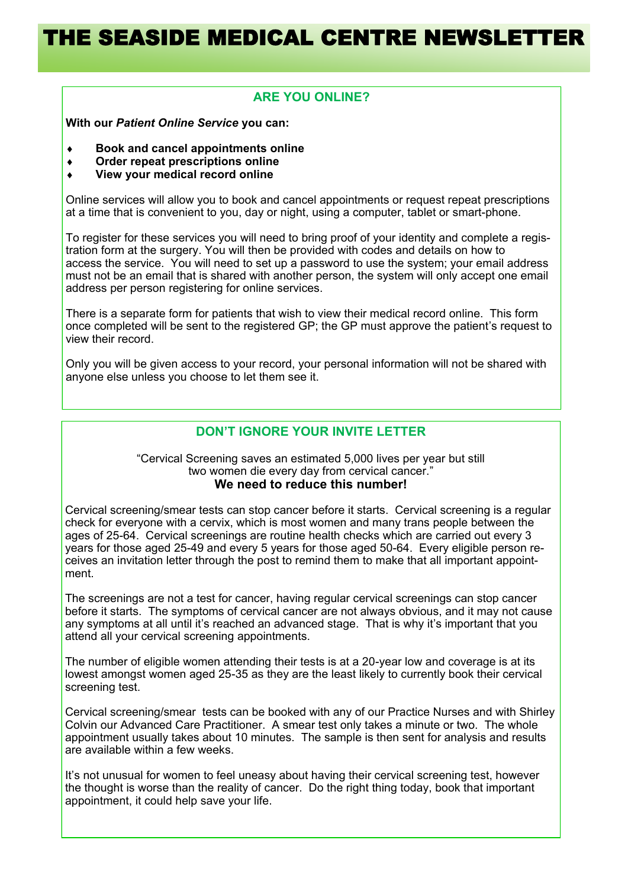# THE SEASIDE MEDICAL CENTRE NEWSLETTER

## ARE YOU ONLINE?

**With our *Patient Online Service* you can:**

- **Book and cancel appointments online**
- **Order repeat prescriptions online**
- **View your medical record online**

Online services will allow you to book and cancel appointments or request repeat prescriptions at a time that is convenient to you, day or night, using a computer, tablet or smart-phone.

To register for these services you will need to bring proof of your identity and complete a registration form at the surgery. You will then be provided with codes and details on how to access the service. You will need to set up a password to use the system; your email address must not be an email that is shared with another person, the system will only accept one email address per person registering for online services.

There is a separate form for patients that wish to view their medical record online. This form once completed will be sent to the registered GP; the GP must approve the patient's request to view their record.

Only you will be given access to your record, your personal information will not be shared with anyone else unless you choose to let them see it.

## DON'T IGNORE YOUR INVITE LETTER

"Cervical Screening saves an estimated 5,000 lives per year but still two women die every day from cervical cancer."
**We need to reduce this number!**

Cervical screening/smear tests can stop cancer before it starts. Cervical screening is a regular check for everyone with a cervix, which is most women and many trans people between the ages of 25-64. Cervical screenings are routine health checks which are carried out every 3 years for those aged 25-49 and every 5 years for those aged 50-64. Every eligible person receives an invitation letter through the post to remind them to make that all important appointment.

The screenings are not a test for cancer, having regular cervical screenings can stop cancer before it starts. The symptoms of cervical cancer are not always obvious, and it may not cause any symptoms at all until it's reached an advanced stage. That is why it's important that you attend all your cervical screening appointments.

The number of eligible women attending their tests is at a 20-year low and coverage is at its lowest amongst women aged 25-35 as they are the least likely to currently book their cervical screening test.

Cervical screening/smear tests can be booked with any of our Practice Nurses and with Shirley Colvin our Advanced Care Practitioner. A smear test only takes a minute or two. The whole appointment usually takes about 10 minutes. The sample is then sent for analysis and results are available within a few weeks.

It's not unusual for women to feel uneasy about having their cervical screening test, however the thought is worse than the reality of cancer. Do the right thing today, book that important appointment, it could help save your life.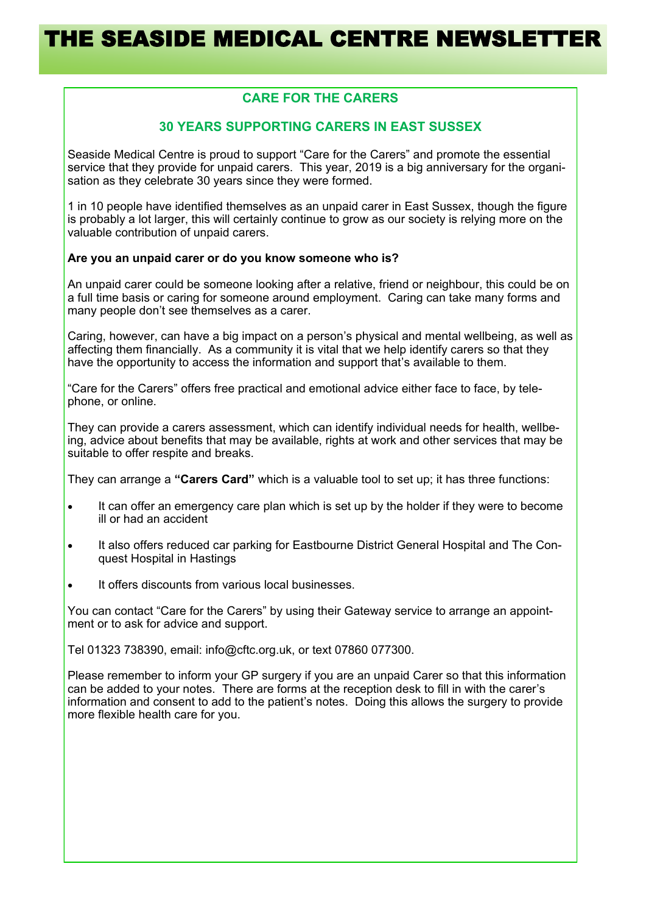# THE SEASIDE MEDICAL CENTRE NEWSLETTER

## CARE FOR THE CARERS

## 30 YEARS SUPPORTING CARERS IN EAST SUSSEX

Seaside Medical Centre is proud to support "Care for the Carers" and promote the essential service that they provide for unpaid carers. This year, 2019 is a big anniversary for the organisation as they celebrate 30 years since they were formed.

1 in 10 people have identified themselves as an unpaid carer in East Sussex, though the figure is probably a lot larger, this will certainly continue to grow as our society is relying more on the valuable contribution of unpaid carers.

**Are you an unpaid carer or do you know someone who is?**

An unpaid carer could be someone looking after a relative, friend or neighbour, this could be on a full time basis or caring for someone around employment. Caring can take many forms and many people don't see themselves as a carer.

Caring, however, can have a big impact on a person's physical and mental wellbeing, as well as affecting them financially. As a community it is vital that we help identify carers so that they have the opportunity to access the information and support that's available to them.

"Care for the Carers" offers free practical and emotional advice either face to face, by telephone, or online.

They can provide a carers assessment, which can identify individual needs for health, wellbeing, advice about benefits that may be available, rights at work and other services that may be suitable to offer respite and breaks.

They can arrange a **"Carers Card"** which is a valuable tool to set up; it has three functions:

- It can offer an emergency care plan which is set up by the holder if they were to become ill or had an accident
- It also offers reduced car parking for Eastbourne District General Hospital and The Conquest Hospital in Hastings
- It offers discounts from various local businesses.

You can contact "Care for the Carers" by using their Gateway service to arrange an appointment or to ask for advice and support.

Tel 01323 738390, email: info@cftc.org.uk, or text 07860 077300.

Please remember to inform your GP surgery if you are an unpaid Carer so that this information can be added to your notes. There are forms at the reception desk to fill in with the carer's information and consent to add to the patient's notes. Doing this allows the surgery to provide more flexible health care for you.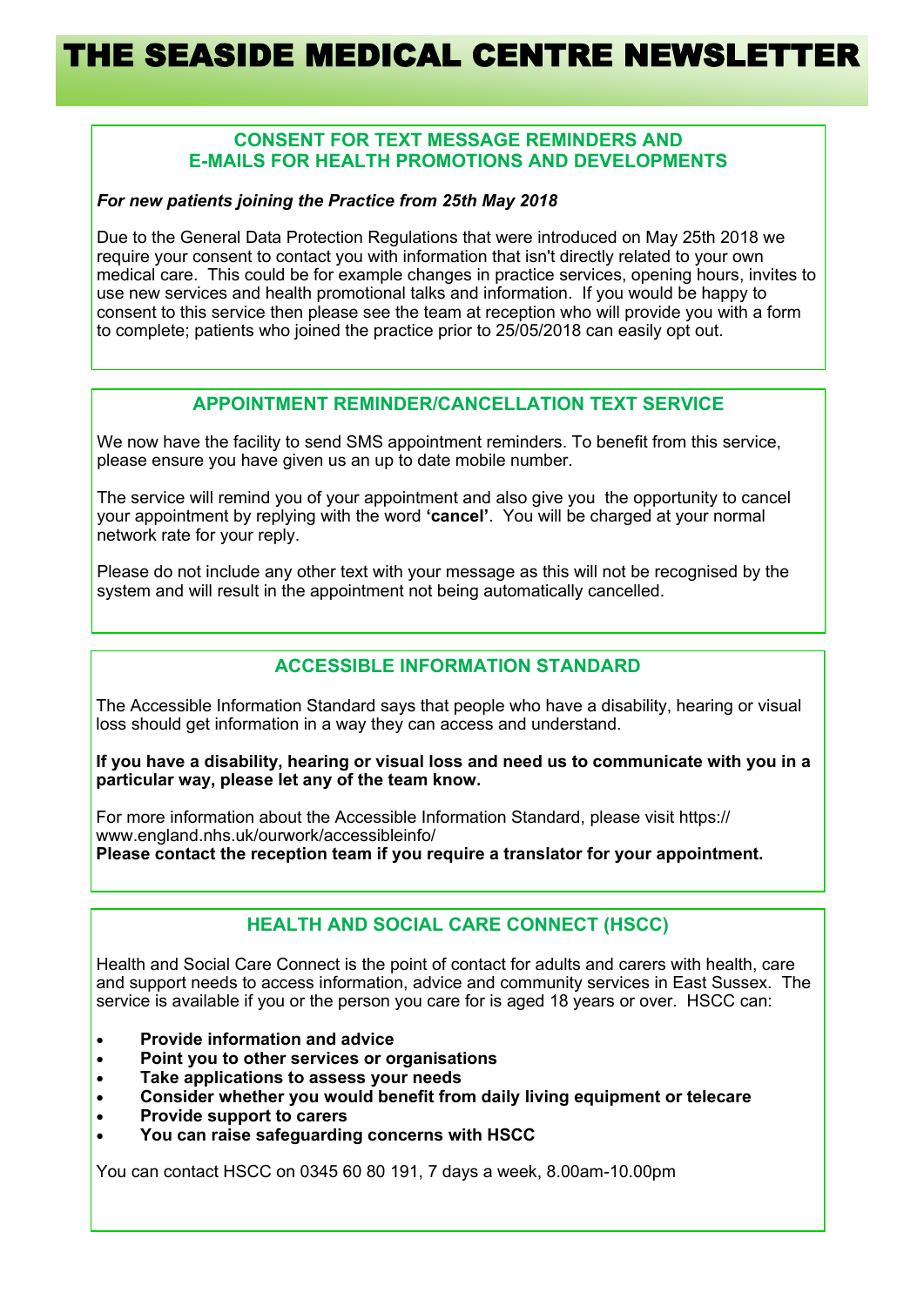# THE SEASIDE MEDICAL CENTRE NEWSLETTER

## CONSENT FOR TEXT MESSAGE REMINDERS AND E-MAILS FOR HEALTH PROMOTIONS AND DEVELOPMENTS

***For new patients joining the Practice from 25th May 2018***

Due to the General Data Protection Regulations that were introduced on May 25th 2018 we require your consent to contact you with information that isn't directly related to your own medical care. This could be for example changes in practice services, opening hours, invites to use new services and health promotional talks and information. If you would be happy to consent to this service then please see the team at reception who will provide you with a form to complete; patients who joined the practice prior to 25/05/2018 can easily opt out.

## APPOINTMENT REMINDER/CANCELLATION TEXT SERVICE

We now have the facility to send SMS appointment reminders. To benefit from this service, please ensure you have given us an up to date mobile number.

The service will remind you of your appointment and also give you the opportunity to cancel your appointment by replying with the word **'cancel'**. You will be charged at your normal network rate for your reply.

Please do not include any other text with your message as this will not be recognised by the system and will result in the appointment not being automatically cancelled.

## ACCESSIBLE INFORMATION STANDARD

The Accessible Information Standard says that people who have a disability, hearing or visual loss should get information in a way they can access and understand.

**If you have a disability, hearing or visual loss and need us to communicate with you in a particular way, please let any of the team know.**

For more information about the Accessible Information Standard, please visit https://www.england.nhs.uk/ourwork/accessibleinfo/

**Please contact the reception team if you require a translator for your appointment.**

## HEALTH AND SOCIAL CARE CONNECT (HSCC)

Health and Social Care Connect is the point of contact for adults and carers with health, care and support needs to access information, advice and community services in East Sussex. The service is available if you or the person you care for is aged 18 years or over. HSCC can:

- **Provide information and advice**
- **Point you to other services or organisations**
- **Take applications to assess your needs**
- **Consider whether you would benefit from daily living equipment or telecare**
- **Provide support to carers**
- **You can raise safeguarding concerns with HSCC**

You can contact HSCC on 0345 60 80 191, 7 days a week, 8.00am-10.00pm